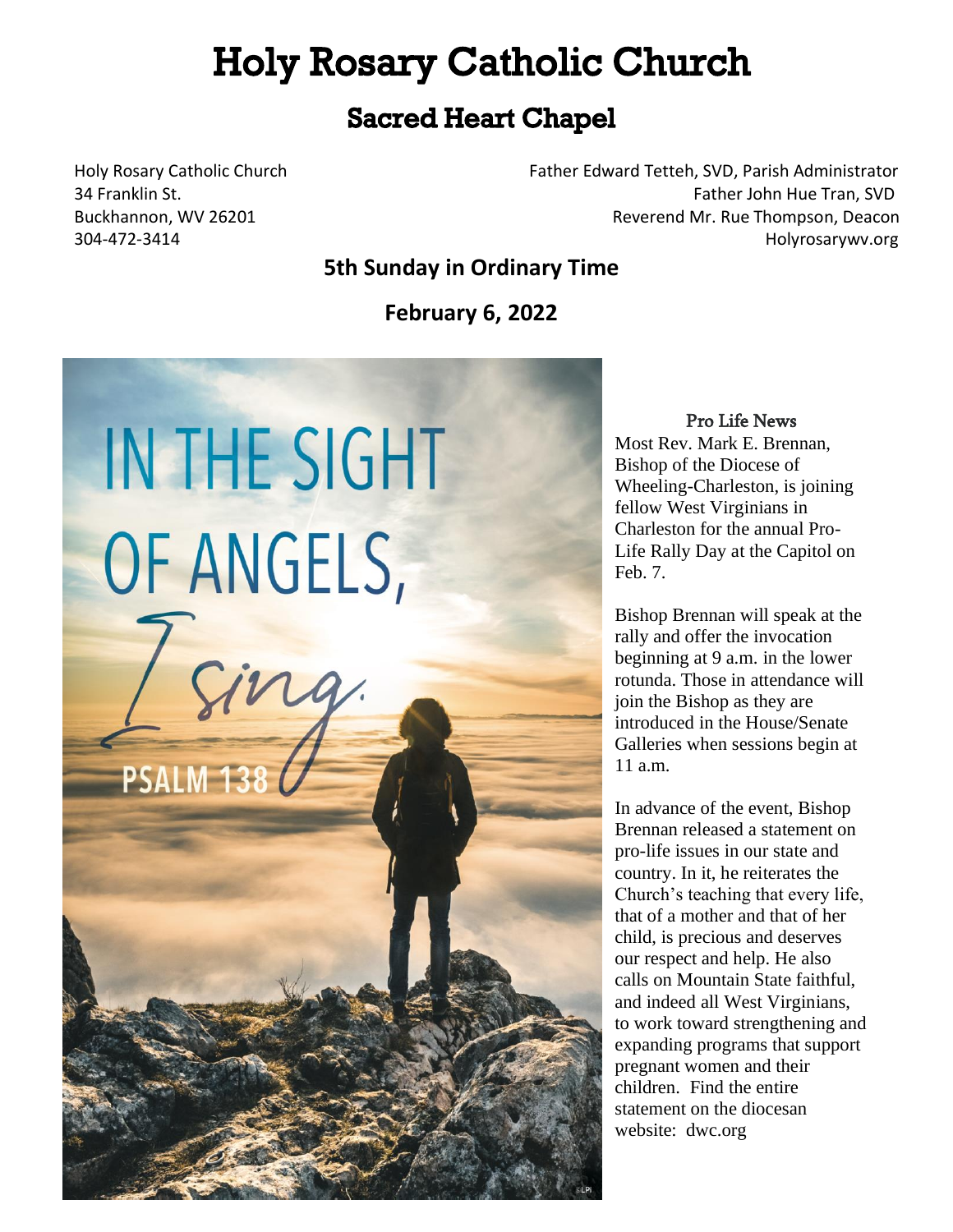# Holy Rosary Catholic Church

## Sacred Heart Chapel

Holy Rosary Catholic Church
34 Franklin St.
Buckhannon, WV 26201
304-472-3414

Father Edward Tetteh, SVD, Parish Administrator
Father John Hue Tran, SVD
Reverend Mr. Rue Thompson, Deacon
Holyrosarywv.org

**5th Sunday in Ordinary Time**

**February 6, 2022**

### Pro Life News

Most Rev. Mark E. Brennan, Bishop of the Diocese of Wheeling-Charleston, is joining fellow West Virginians in Charleston for the annual Pro-Life Rally Day at the Capitol on Feb. 7.

Bishop Brennan will speak at the rally and offer the invocation beginning at 9 a.m. in the lower rotunda. Those in attendance will join the Bishop as they are introduced in the House/Senate Galleries when sessions begin at 11 a.m.

In advance of the event, Bishop Brennan released a statement on pro-life issues in our state and country. In it, he reiterates the Church's teaching that every life, that of a mother and that of her child, is precious and deserves our respect and help. He also calls on Mountain State faithful, and indeed all West Virginians, to work toward strengthening and expanding programs that support pregnant women and their children. Find the entire statement on the diocesan website: dwc.org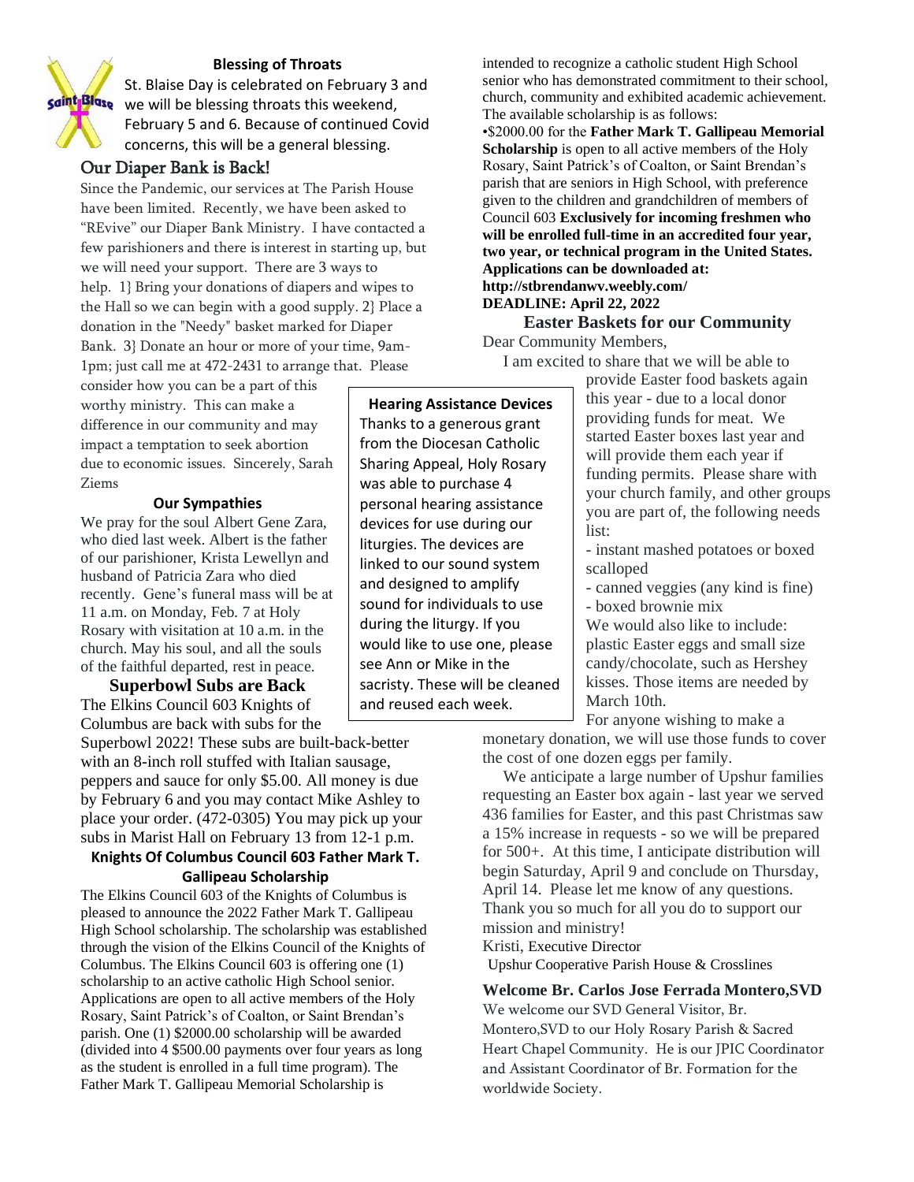### Blessing of Throats

St. Blaise Day is celebrated on February 3 and we will be blessing throats this weekend, February 5 and 6. Because of continued Covid concerns, this will be a general blessing.

### Our Diaper Bank is Back!

Since the Pandemic, our services at The Parish House have been limited. Recently, we have been asked to "REvive" our Diaper Bank Ministry. I have contacted a few parishioners and there is interest in starting up, but we will need your support. There are 3 ways to help. 1} Bring your donations of diapers and wipes to the Hall so we can begin with a good supply. 2} Place a donation in the "Needy" basket marked for Diaper Bank. 3} Donate an hour or more of your time, 9am-1pm; just call me at 472-2431 to arrange that. Please consider how you can be a part of this worthy ministry. This can make a difference in our community and may impact a temptation to seek abortion due to economic issues. Sincerely, Sarah Ziems

### Our Sympathies

We pray for the soul Albert Gene Zara, who died last week. Albert is the father of our parishioner, Krista Lewellyn and husband of Patricia Zara who died recently. Gene's funeral mass will be at 11 a.m. on Monday, Feb. 7 at Holy Rosary with visitation at 10 a.m. in the church. May his soul, and all the souls of the faithful departed, rest in peace.

### Superbowl Subs are Back

The Elkins Council 603 Knights of Columbus are back with subs for the Superbowl 2022! These subs are built-back-better with an 8-inch roll stuffed with Italian sausage, peppers and sauce for only $5.00. All money is due by February 6 and you may contact Mike Ashley to place your order. (472-0305) You may pick up your subs in Marist Hall on February 13 from 12-1 p.m.

### Hearing Assistance Devices

Thanks to a generous grant from the Diocesan Catholic Sharing Appeal, Holy Rosary was able to purchase 4 personal hearing assistance devices for use during our liturgies. The devices are linked to our sound system and designed to amplify sound for individuals to use during the liturgy. If you would like to use one, please see Ann or Mike in the sacristy. These will be cleaned and reused each week.

### Knights Of Columbus Council 603 Father Mark T. Gallipeau Scholarship

The Elkins Council 603 of the Knights of Columbus is pleased to announce the 2022 Father Mark T. Gallipeau High School scholarship. The scholarship was established through the vision of the Elkins Council of the Knights of Columbus. The Elkins Council 603 is offering one (1) scholarship to an active catholic High School senior. Applications are open to all active members of the Holy Rosary, Saint Patrick's of Coalton, or Saint Brendan's parish. One (1) $2000.00 scholarship will be awarded (divided into 4 $500.00 payments over four years as long as the student is enrolled in a full time program). The Father Mark T. Gallipeau Memorial Scholarship is intended to recognize a catholic student High School senior who has demonstrated commitment to their school, church, community and exhibited academic achievement. The available scholarship is as follows:

•$2000.00 for the **Father Mark T. Gallipeau Memorial Scholarship** is open to all active members of the Holy Rosary, Saint Patrick's of Coalton, or Saint Brendan's parish that are seniors in High School, with preference given to the children and grandchildren of members of Council 603 **Exclusively for incoming freshmen who will be enrolled full-time in an accredited four year, two year, or technical program in the United States. Applications can be downloaded at: http://stbrendanwv.weebly.com/**
**DEADLINE: April 22, 2022**

### Easter Baskets for our Community

Dear Community Members,

I am excited to share that we will be able to provide Easter food baskets again this year - due to a local donor providing funds for meat. We started Easter boxes last year and will provide them each year if funding permits. Please share with your church family, and other groups you are part of, the following needs list:

- instant mashed potatoes or boxed scalloped
- canned veggies (any kind is fine)
- boxed brownie mix

We would also like to include: plastic Easter eggs and small size candy/chocolate, such as Hershey kisses. Those items are needed by March 10th.

For anyone wishing to make a monetary donation, we will use those funds to cover the cost of one dozen eggs per family.

We anticipate a large number of Upshur families requesting an Easter box again - last year we served 436 families for Easter, and this past Christmas saw a 15% increase in requests - so we will be prepared for 500+. At this time, I anticipate distribution will begin Saturday, April 9 and conclude on Thursday, April 14. Please let me know of any questions. Thank you so much for all you do to support our mission and ministry!

Kristi, Executive Director
Upshur Cooperative Parish House & Crosslines

### Welcome Br. Carlos Jose Ferrada Montero,SVD

We welcome our SVD General Visitor, Br. Montero,SVD to our Holy Rosary Parish & Sacred Heart Chapel Community. He is our JPIC Coordinator and Assistant Coordinator of Br. Formation for the worldwide Society.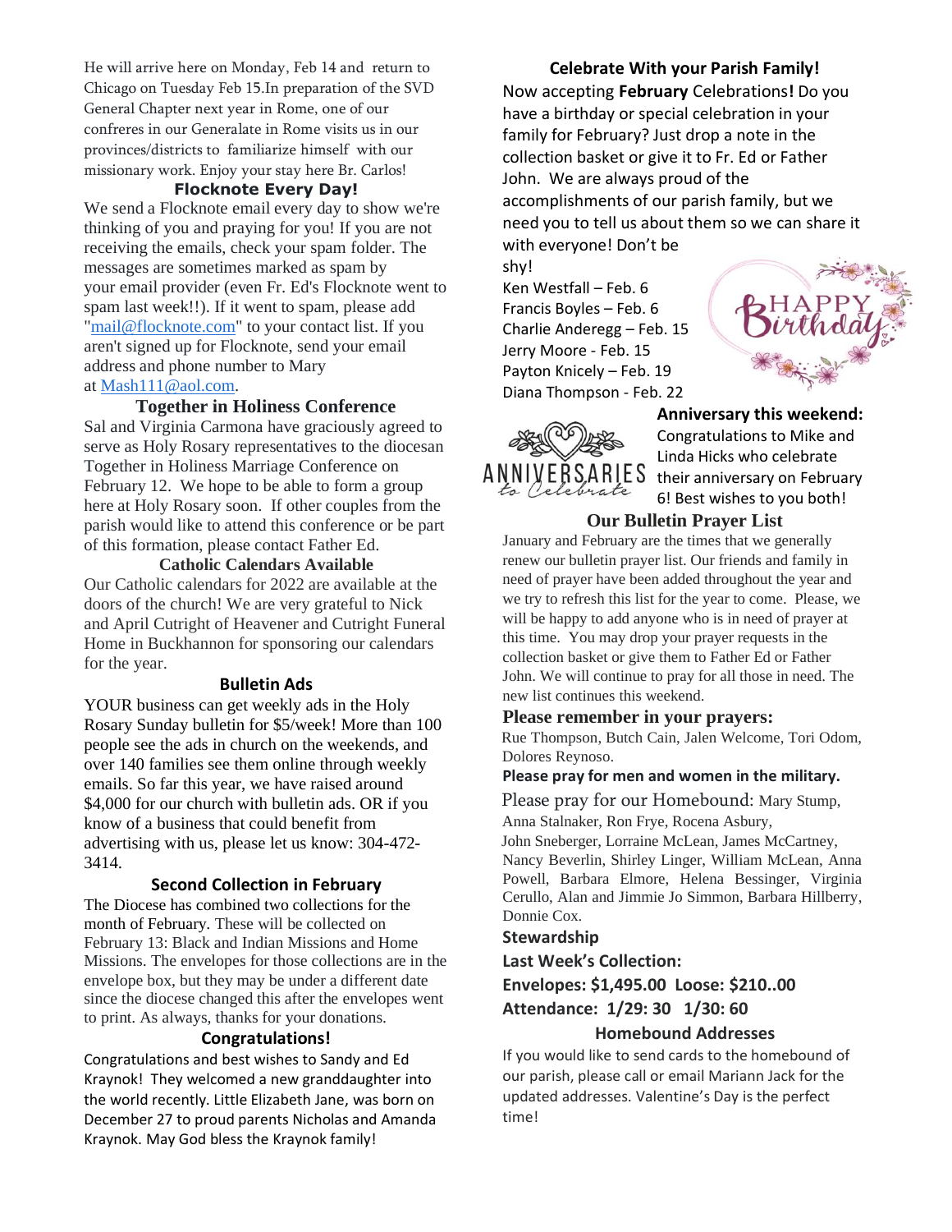He will arrive here on Monday, Feb 14 and return to Chicago on Tuesday Feb 15.In preparation of the SVD General Chapter next year in Rome, one of our confreres in our Generalate in Rome visits us in our provinces/districts to familiarize himself with our missionary work. Enjoy your stay here Br. Carlos!

### Flocknote Every Day!

We send a Flocknote email every day to show we're thinking of you and praying for you! If you are not receiving the emails, check your spam folder. The messages are sometimes marked as spam by your email provider (even Fr. Ed's Flocknote went to spam last week!!). If it went to spam, please add "mail@flocknote.com" to your contact list. If you aren't signed up for Flocknote, send your email address and phone number to Mary at Mash111@aol.com.

### Together in Holiness Conference

Sal and Virginia Carmona have graciously agreed to serve as Holy Rosary representatives to the diocesan Together in Holiness Marriage Conference on February 12. We hope to be able to form a group here at Holy Rosary soon. If other couples from the parish would like to attend this conference or be part of this formation, please contact Father Ed.

### Catholic Calendars Available

Our Catholic calendars for 2022 are available at the doors of the church! We are very grateful to Nick and April Cutright of Heavener and Cutright Funeral Home in Buckhannon for sponsoring our calendars for the year.

### Bulletin Ads

YOUR business can get weekly ads in the Holy Rosary Sunday bulletin for $5/week! More than 100 people see the ads in church on the weekends, and over 140 families see them online through weekly emails. So far this year, we have raised around $4,000 for our church with bulletin ads. OR if you know of a business that could benefit from advertising with us, please let us know: 304-472-3414.

### Second Collection in February

The Diocese has combined two collections for the month of February. These will be collected on February 13: Black and Indian Missions and Home Missions. The envelopes for those collections are in the envelope box, but they may be under a different date since the diocese changed this after the envelopes went to print. As always, thanks for your donations.

### Congratulations!

Congratulations and best wishes to Sandy and Ed Kraynok! They welcomed a new granddaughter into the world recently. Little Elizabeth Jane, was born on December 27 to proud parents Nicholas and Amanda Kraynok. May God bless the Kraynok family!

### Celebrate With your Parish Family!

Now accepting **February** Celebrations**!** Do you have a birthday or special celebration in your family for February? Just drop a note in the collection basket or give it to Fr. Ed or Father John. We are always proud of the accomplishments of our parish family, but we need you to tell us about them so we can share it with everyone! Don't be shy!

Ken Westfall – Feb. 6
Francis Boyles – Feb. 6
Charlie Anderegg – Feb. 15
Jerry Moore - Feb. 15
Payton Knicely – Feb. 19
Diana Thompson - Feb. 22

**Anniversary this weekend:**
Congratulations to Mike and Linda Hicks who celebrate their anniversary on February 6! Best wishes to you both!

### Our Bulletin Prayer List

January and February are the times that we generally renew our bulletin prayer list. Our friends and family in need of prayer have been added throughout the year and we try to refresh this list for the year to come. Please, we will be happy to add anyone who is in need of prayer at this time. You may drop your prayer requests in the collection basket or give them to Father Ed or Father John. We will continue to pray for all those in need. The new list continues this weekend.

**Please remember in your prayers:**
Rue Thompson, Butch Cain, Jalen Welcome, Tori Odom, Dolores Reynoso.

**Please pray for men and women in the military.**

Please pray for our Homebound: Mary Stump, Anna Stalnaker, Ron Frye, Rocena Asbury, John Sneberger, Lorraine McLean, James McCartney, Nancy Beverlin, Shirley Linger, William McLean, Anna Powell, Barbara Elmore, Helena Bessinger, Virginia Cerullo, Alan and Jimmie Jo Simmon, Barbara Hillberry, Donnie Cox.

**Stewardship**

**Last Week's Collection:**

**Envelopes: $1,495.00 Loose: $210..00**

**Attendance: 1/29: 30 1/30: 60**

### Homebound Addresses

If you would like to send cards to the homebound of our parish, please call or email Mariann Jack for the updated addresses. Valentine's Day is the perfect time!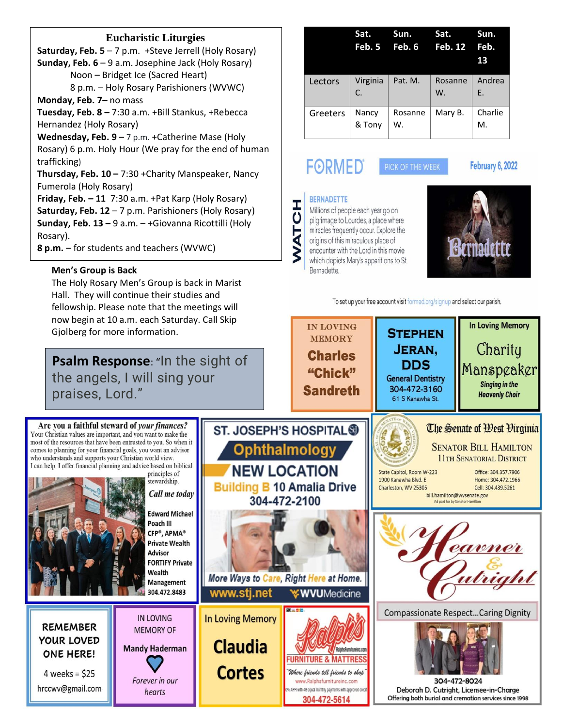## Eucharistic Liturgies

**Saturday, Feb. 5** – 7 p.m. +Steve Jerrell (Holy Rosary)
**Sunday, Feb. 6** – 9 a.m. Josephine Jack (Holy Rosary)
Noon – Bridget Ice (Sacred Heart)
8 p.m. – Holy Rosary Parishioners (WVWC)
**Monday, Feb. 7–** no mass
**Tuesday, Feb. 8 –** 7:30 a.m. +Bill Stankus, +Rebecca Hernandez (Holy Rosary)
**Wednesday, Feb. 9** – 7 p.m. +Catherine Mase (Holy Rosary) 6 p.m. Holy Hour (We pray for the end of human trafficking)
**Thursday, Feb. 10 –** 7:30 +Charity Manspeaker, Nancy Fumerola (Holy Rosary)
**Friday, Feb. – 11** 7:30 a.m. +Pat Karp (Holy Rosary)
**Saturday, Feb. 12** – 7 p.m. Parishioners (Holy Rosary)
**Sunday, Feb. 13 –** 9 a.m. – +Giovanna Ricottilli (Holy Rosary).
**8 p.m.** – for students and teachers (WVWC)

| | Sat. Feb. 5 | Sun. Feb. 6 | Sat. Feb. 12 | Sun. Feb. 13 |
|---|---|---|---|---|
| Lectors | Virginia C. | Pat. M. | Rosanne W. | Andrea E. |
| Greeters | Nancy & Tony | Rosanne W. | Mary B. | Charlie M. |

### Men's Group is Back

The Holy Rosary Men's Group is back in Marist Hall. They will continue their studies and fellowship. Please note that the meetings will now begin at 10 a.m. each Saturday. Call Skip Gjolberg for more information.

**Psalm Response**: "In the sight of the angels, I will sing your praises, Lord."

FORMED PICK OF THE WEEK February 6, 2022

WATCH

**BERNADETTE**
Millions of people each year go on pilgrimage to Lourdes, a place where miracles frequently occur. Explore the origins of this miraculous place of encounter with the Lord in this movie which depicts Mary's apparitions to St. Bernadette.

To set up your free account visit formed.org/signup and select our parish.

IN LOVING MEMORY
**Charles "Chick" Sandreth**

**STEPHEN JERAN, DDS**
General Dentistry
304-472-3160
61 S Kanawha St.

In Loving Memory
Charity Manspeaker
*Singing in the Heavenly Choir*

**Are you a faithful steward of *your finances?***
Your Christian values are important, and you want to make the most of the resources that have been entrusted to you. So when it comes to planning for your financial goals, you want an advisor who understands and supports your Christian world view. I can help. I offer financial planning and advice based on biblical principles of stewardship.
*Call me today*
Edward Michael Poach III
CFP®, APMA®
Private Wealth Advisor
FORTIFY Private Wealth Management
304.472.8483

**ST. JOSEPH'S HOSPITAL**
Ophthalmology
NEW LOCATION
Building B 10 Amalia Drive
304-472-2100
*More Ways to Care, Right Here at Home.*
www.stj.net WVUMedicine

The Senate of West Virginia
SENATOR BILL HAMILTON
11TH SENATORIAL DISTRICT
State Capitol, Room W-223
1900 Kanawha Blvd. E
Charleston, WV 25305
Office: 304.357.7906
Home: 304.472.1966
Cell: 304.439.5261
bill.hamilton@wvsenate.gov
Ad paid for by Senator Hamilton

Heavner & Cutright
Compassionate Respect...Caring Dignity
304-472-8024
Deborah D. Cutright, Licensee-in-Charge
Offering both burial and cremation services since 1998

**REMEMBER YOUR LOVED ONE HERE!**
4 weeks = $25
hrccwv@gmail.com

IN LOVING MEMORY OF
**Mandy Haderman**
*Forever in our hearts*

In Loving Memory
**Claudia Cortes**

Ralph's
FURNITURE & MATTRESS
*"Where friends tell friends to shop"*
www.Ralphsfurnitureinc.com
0% APR with 48 equal monthly payments with approved credit
304-472-5614